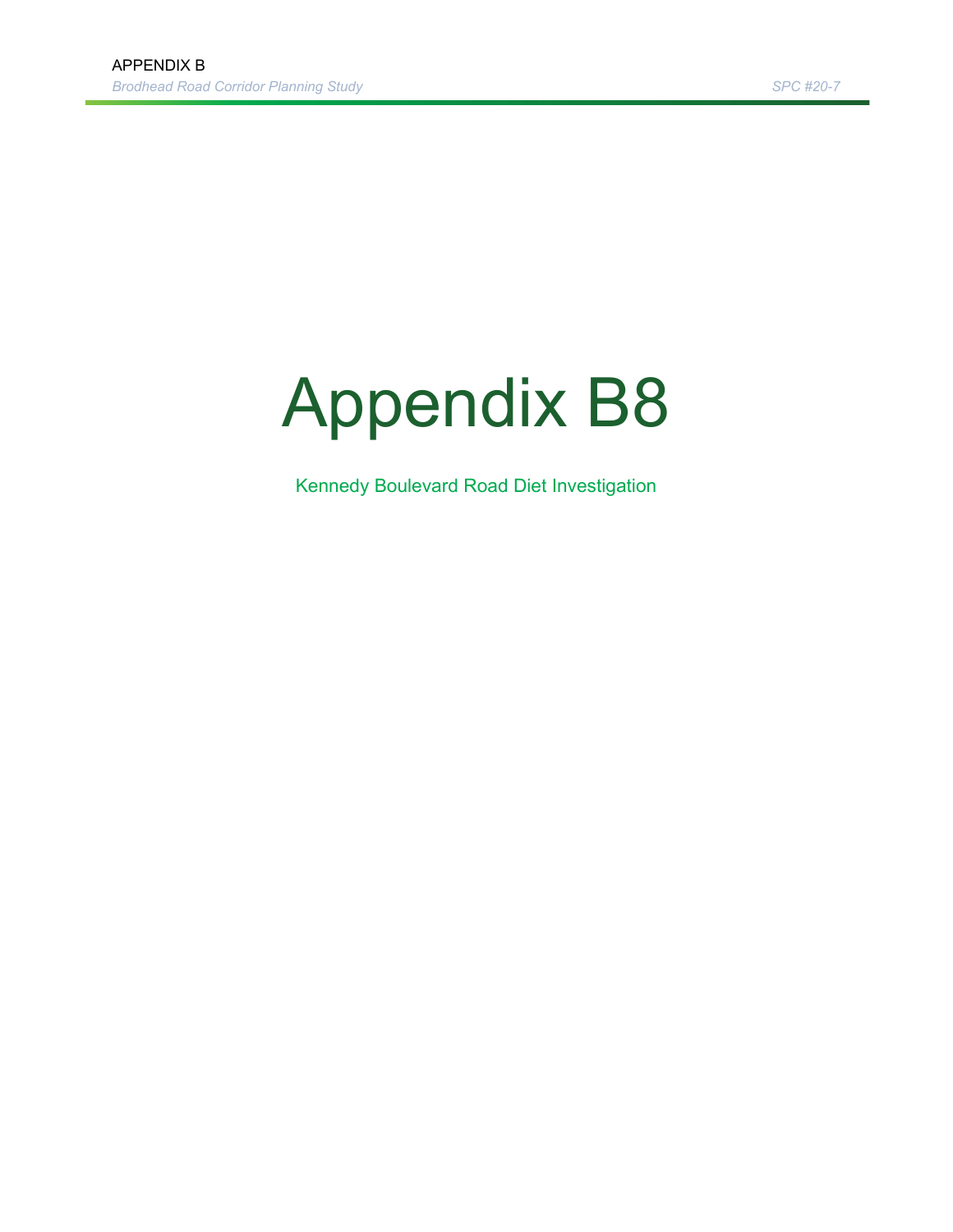# Appendix B8

Kennedy Boulevard Road Diet Investigation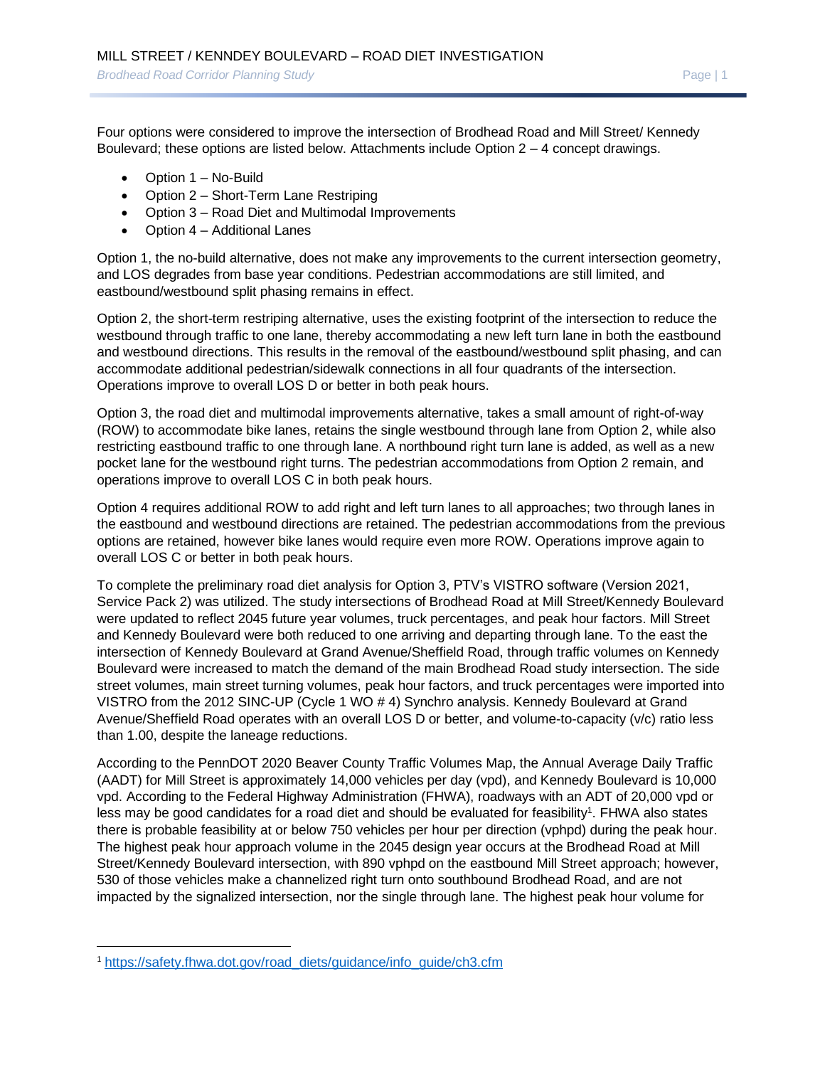Four options were considered to improve the intersection of Brodhead Road and Mill Street/ Kennedy Boulevard; these options are listed below. Attachments include Option 2 – 4 concept drawings.

- Option 1 – No-Build
- Option 2 – Short-Term Lane Restriping
- Option 3 – Road Diet and Multimodal Improvements
- Option 4 – Additional Lanes

Option 1, the no-build alternative, does not make any improvements to the current intersection geometry, and LOS degrades from base year conditions. Pedestrian accommodations are still limited, and eastbound/westbound split phasing remains in effect.

Option 2, the short-term restriping alternative, uses the existing footprint of the intersection to reduce the westbound through traffic to one lane, thereby accommodating a new left turn lane in both the eastbound and westbound directions. This results in the removal of the eastbound/westbound split phasing, and can accommodate additional pedestrian/sidewalk connections in all four quadrants of the intersection. Operations improve to overall LOS D or better in both peak hours.

Option 3, the road diet and multimodal improvements alternative, takes a small amount of right-of-way (ROW) to accommodate bike lanes, retains the single westbound through lane from Option 2, while also restricting eastbound traffic to one through lane. A northbound right turn lane is added, as well as a new pocket lane for the westbound right turns. The pedestrian accommodations from Option 2 remain, and operations improve to overall LOS C in both peak hours.

Option 4 requires additional ROW to add right and left turn lanes to all approaches; two through lanes in the eastbound and westbound directions are retained. The pedestrian accommodations from the previous options are retained, however bike lanes would require even more ROW. Operations improve again to overall LOS C or better in both peak hours.

To complete the preliminary road diet analysis for Option 3, PTV's VISTRO software (Version 2021, Service Pack 2) was utilized. The study intersections of Brodhead Road at Mill Street/Kennedy Boulevard were updated to reflect 2045 future year volumes, truck percentages, and peak hour factors. Mill Street and Kennedy Boulevard were both reduced to one arriving and departing through lane. To the east the intersection of Kennedy Boulevard at Grand Avenue/Sheffield Road, through traffic volumes on Kennedy Boulevard were increased to match the demand of the main Brodhead Road study intersection. The side street volumes, main street turning volumes, peak hour factors, and truck percentages were imported into VISTRO from the 2012 SINC-UP (Cycle 1 WO # 4) Synchro analysis. Kennedy Boulevard at Grand Avenue/Sheffield Road operates with an overall LOS D or better, and volume-to-capacity (v/c) ratio less than 1.00, despite the laneage reductions.

According to the PennDOT 2020 Beaver County Traffic Volumes Map, the Annual Average Daily Traffic (AADT) for Mill Street is approximately 14,000 vehicles per day (vpd), and Kennedy Boulevard is 10,000 vpd. According to the Federal Highway Administration (FHWA), roadways with an ADT of 20,000 vpd or less may be good candidates for a road diet and should be evaluated for feasibility[1]. FHWA also states there is probable feasibility at or below 750 vehicles per hour per direction (vphpd) during the peak hour. The highest peak hour approach volume in the 2045 design year occurs at the Brodhead Road at Mill Street/Kennedy Boulevard intersection, with 890 vphpd on the eastbound Mill Street approach; however, 530 of those vehicles make a channelized right turn onto southbound Brodhead Road, and are not impacted by the signalized intersection, nor the single through lane. The highest peak hour volume for

[1] https://safety.fhwa.dot.gov/road_diets/guidance/info_guide/ch3.cfm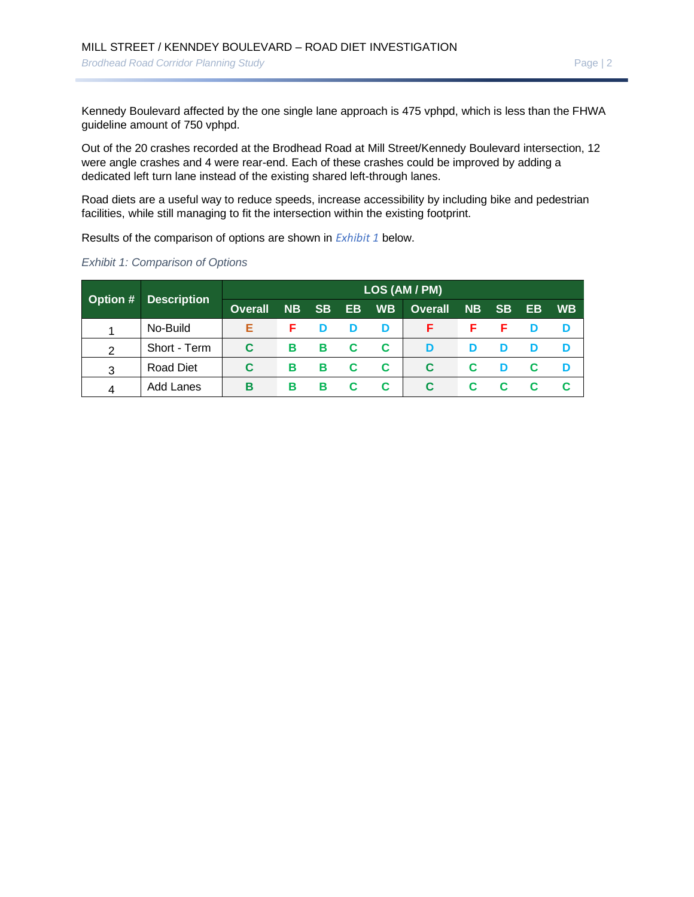Kennedy Boulevard affected by the one single lane approach is 475 vphpd, which is less than the FHWA guideline amount of 750 vphpd.

Out of the 20 crashes recorded at the Brodhead Road at Mill Street/Kennedy Boulevard intersection, 12 were angle crashes and 4 were rear-end. Each of these crashes could be improved by adding a dedicated left turn lane instead of the existing shared left-through lanes.

Road diets are a useful way to reduce speeds, increase accessibility by including bike and pedestrian facilities, while still managing to fit the intersection within the existing footprint.

Results of the comparison of options are shown in *Exhibit 1* below.

*Exhibit 1: Comparison of Options*

| Option # | Description | LOS (AM / PM) | | | | | | | | | |
|---|---|---|---|---|---|---|---|---|---|---|---|
| | | Overall | NB | SB | EB | WB | Overall | NB | SB | EB | WB |
| 1 | No-Build | E | F | D | D | D | F | F | F | D | D |
| 2 | Short - Term | C | B | B | C | C | D | D | D | D | D |
| 3 | Road Diet | C | B | B | C | C | C | C | D | C | D |
| 4 | Add Lanes | B | B | B | C | C | C | C | C | C | C |